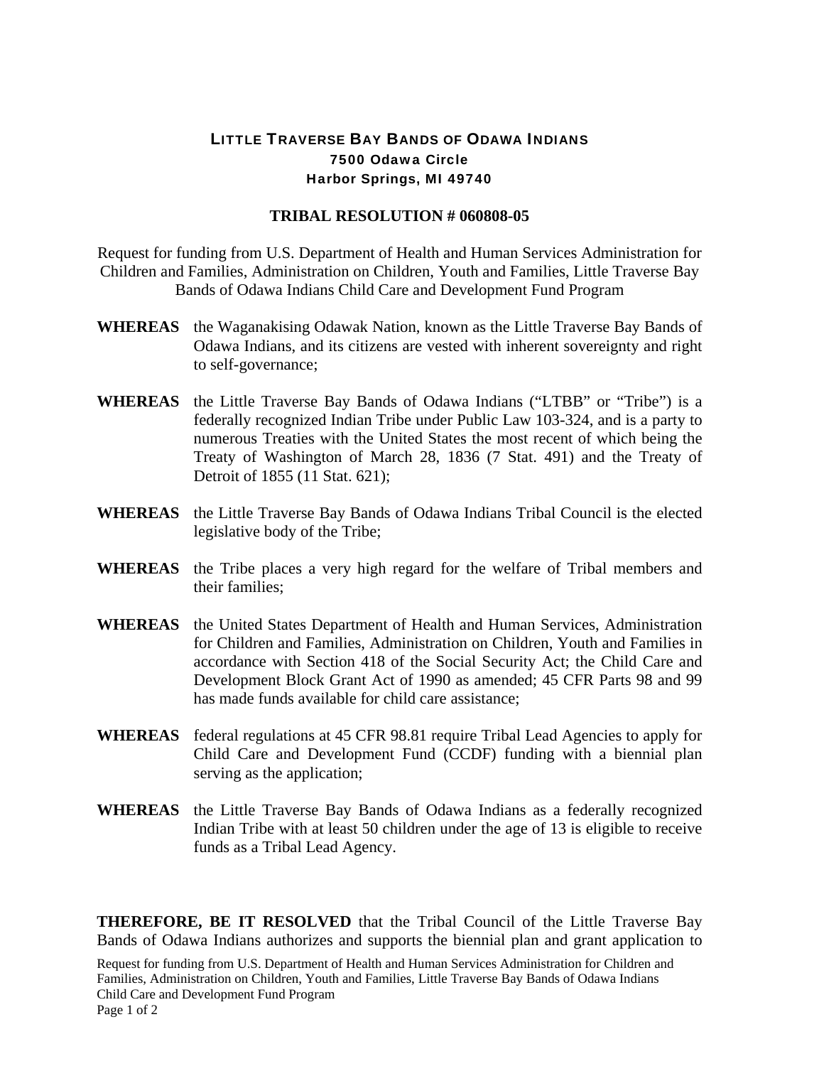# LITTLE TRAVERSE BAY BANDS OF ODAWA INDIANS

**7500 Odawa Circle**
**Harbor Springs, MI 49740**

## TRIBAL RESOLUTION # 060808-05

Request for funding from U.S. Department of Health and Human Services Administration for Children and Families, Administration on Children, Youth and Families, Little Traverse Bay Bands of Odawa Indians Child Care and Development Fund Program

**WHEREAS** the Waganakising Odawak Nation, known as the Little Traverse Bay Bands of Odawa Indians, and its citizens are vested with inherent sovereignty and right to self-governance;

**WHEREAS** the Little Traverse Bay Bands of Odawa Indians ("LTBB" or "Tribe") is a federally recognized Indian Tribe under Public Law 103-324, and is a party to numerous Treaties with the United States the most recent of which being the Treaty of Washington of March 28, 1836 (7 Stat. 491) and the Treaty of Detroit of 1855 (11 Stat. 621);

**WHEREAS** the Little Traverse Bay Bands of Odawa Indians Tribal Council is the elected legislative body of the Tribe;

**WHEREAS** the Tribe places a very high regard for the welfare of Tribal members and their families;

**WHEREAS** the United States Department of Health and Human Services, Administration for Children and Families, Administration on Children, Youth and Families in accordance with Section 418 of the Social Security Act; the Child Care and Development Block Grant Act of 1990 as amended; 45 CFR Parts 98 and 99 has made funds available for child care assistance;

**WHEREAS** federal regulations at 45 CFR 98.81 require Tribal Lead Agencies to apply for Child Care and Development Fund (CCDF) funding with a biennial plan serving as the application;

**WHEREAS** the Little Traverse Bay Bands of Odawa Indians as a federally recognized Indian Tribe with at least 50 children under the age of 13 is eligible to receive funds as a Tribal Lead Agency.

**THEREFORE, BE IT RESOLVED** that the Tribal Council of the Little Traverse Bay Bands of Odawa Indians authorizes and supports the biennial plan and grant application to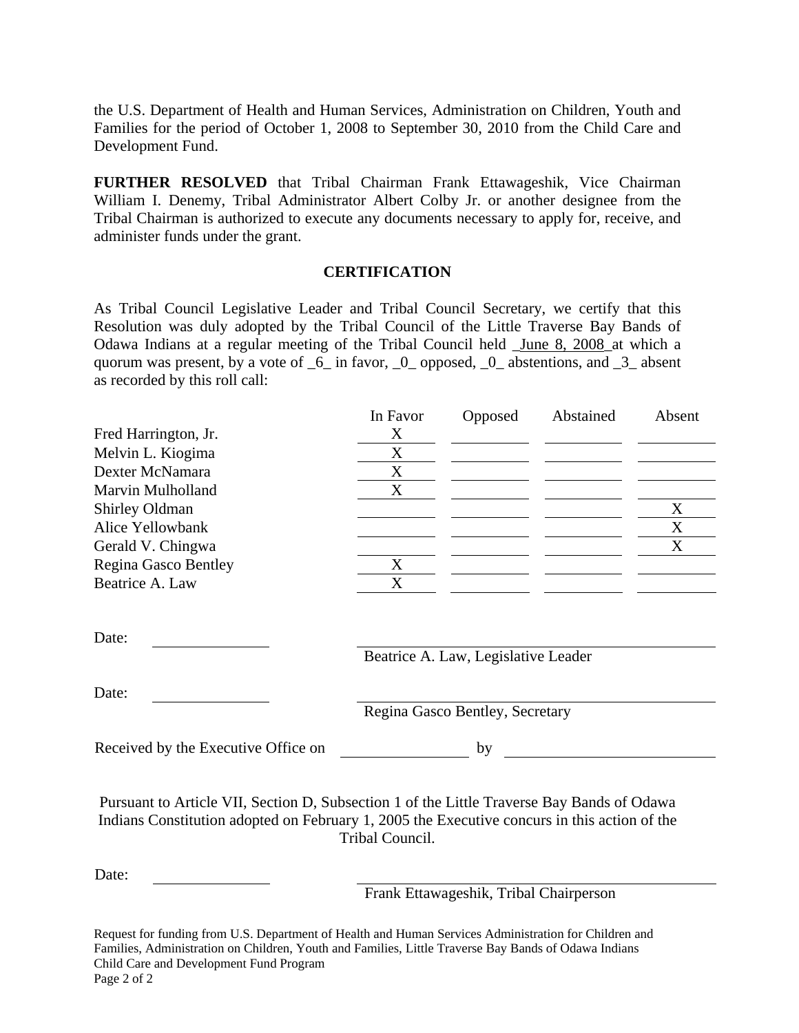the U.S. Department of Health and Human Services, Administration on Children, Youth and Families for the period of October 1, 2008 to September 30, 2010 from the Child Care and Development Fund.

**FURTHER RESOLVED** that Tribal Chairman Frank Ettawageshik, Vice Chairman William I. Denemy, Tribal Administrator Albert Colby Jr. or another designee from the Tribal Chairman is authorized to execute any documents necessary to apply for, receive, and administer funds under the grant.

## CERTIFICATION

As Tribal Council Legislative Leader and Tribal Council Secretary, we certify that this Resolution was duly adopted by the Tribal Council of the Little Traverse Bay Bands of Odawa Indians at a regular meeting of the Tribal Council held _June 8, 2008_ at which a quorum was present, by a vote of _6_ in favor, _0_ opposed, _0_ abstentions, and _3_ absent as recorded by this roll call:

| | In Favor | Opposed | Abstained | Absent |
|---|---|---|---|---|
| Fred Harrington, Jr. | X | | | |
| Melvin L. Kiogima | X | | | |
| Dexter McNamara | X | | | |
| Marvin Mulholland | X | | | |
| Shirley Oldman | | | | X |
| Alice Yellowbank | | | | X |
| Gerald V. Chingwa | | | | X |
| Regina Gasco Bentley | X | | | |
| Beatrice A. Law | X | | | |

Date: ______________ ____________________________
Beatrice A. Law, Legislative Leader

Date: ______________ ____________________________
Regina Gasco Bentley, Secretary

Received by the Executive Office on ______________ by ____________________

Pursuant to Article VII, Section D, Subsection 1 of the Little Traverse Bay Bands of Odawa Indians Constitution adopted on February 1, 2005 the Executive concurs in this action of the Tribal Council.

Date: ______________ ____________________________
Frank Ettawageshik, Tribal Chairperson

Request for funding from U.S. Department of Health and Human Services Administration for Children and Families, Administration on Children, Youth and Families, Little Traverse Bay Bands of Odawa Indians Child Care and Development Fund Program